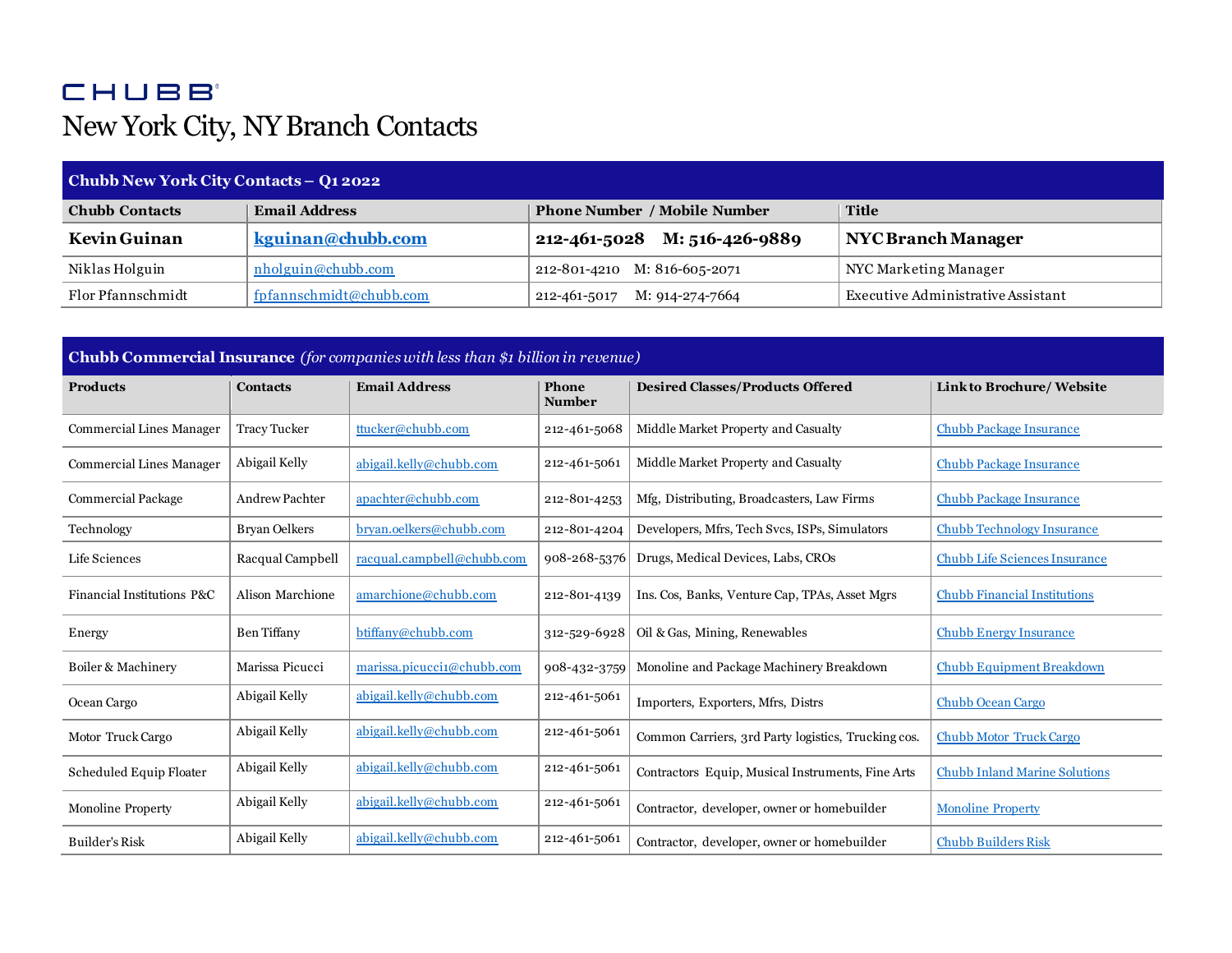CHUBB

# New York City, NY Branch Contacts

| Chubb New York City Contacts – Q1 2022 | | | |
|---|---|---|---|
| **Chubb Contacts** | **Email Address** | **Phone Number / Mobile Number** | **Title** |
| **Kevin Guinan** | **kguinan@chubb.com** | **212-461-5028 M: 516-426-9889** | **NYC Branch Manager** |
| Niklas Holguin | nholguin@chubb.com | 212-801-4210 M: 816-605-2071 | NYC Marketing Manager |
| Flor Pfannschmidt | fpfannschmidt@chubb.com | 212-461-5017 M: 914-274-7664 | Executive Administrative Assistant |

| **Chubb Commercial Insurance** *(for companies with less than $1 billion in revenue)* | | | | | |
|---|---|---|---|---|---|
| **Products** | **Contacts** | **Email Address** | **Phone Number** | **Desired Classes/Products Offered** | **Link to Brochure/ Website** |
| Commercial Lines Manager | Tracy Tucker | ttucker@chubb.com | 212-461-5068 | Middle Market Property and Casualty | Chubb Package Insurance |
| Commercial Lines Manager | Abigail Kelly | abigail.kelly@chubb.com | 212-461-5061 | Middle Market Property and Casualty | Chubb Package Insurance |
| Commercial Package | Andrew Pachter | apachter@chubb.com | 212-801-4253 | Mfg, Distributing, Broadcasters, Law Firms | Chubb Package Insurance |
| Technology | Bryan Oelkers | bryan.oelkers@chubb.com | 212-801-4204 | Developers, Mfrs, Tech Svcs, ISPs, Simulators | Chubb Technology Insurance |
| Life Sciences | Racqual Campbell | racqual.campbell@chubb.com | 908-268-5376 | Drugs, Medical Devices, Labs, CROs | Chubb Life Sciences Insurance |
| Financial Institutions P&C | Alison Marchione | amarchione@chubb.com | 212-801-4139 | Ins. Cos, Banks, Venture Cap, TPAs, Asset Mgrs | Chubb Financial Institutions |
| Energy | Ben Tiffany | btiffany@chubb.com | 312-529-6928 | Oil & Gas, Mining, Renewables | Chubb Energy Insurance |
| Boiler & Machinery | Marissa Picucci | marissa.picucci1@chubb.com | 908-432-3759 | Monoline and Package Machinery Breakdown | Chubb Equipment Breakdown |
| Ocean Cargo | Abigail Kelly | abigail.kelly@chubb.com | 212-461-5061 | Importers, Exporters, Mfrs, Distrs | Chubb Ocean Cargo |
| Motor Truck Cargo | Abigail Kelly | abigail.kelly@chubb.com | 212-461-5061 | Common Carriers, 3rd Party logistics, Trucking cos. | Chubb Motor Truck Cargo |
| Scheduled Equip Floater | Abigail Kelly | abigail.kelly@chubb.com | 212-461-5061 | Contractors Equip, Musical Instruments, Fine Arts | Chubb Inland Marine Solutions |
| Monoline Property | Abigail Kelly | abigail.kelly@chubb.com | 212-461-5061 | Contractor, developer, owner or homebuilder | Monoline Property |
| Builder's Risk | Abigail Kelly | abigail.kelly@chubb.com | 212-461-5061 | Contractor, developer, owner or homebuilder | Chubb Builders Risk |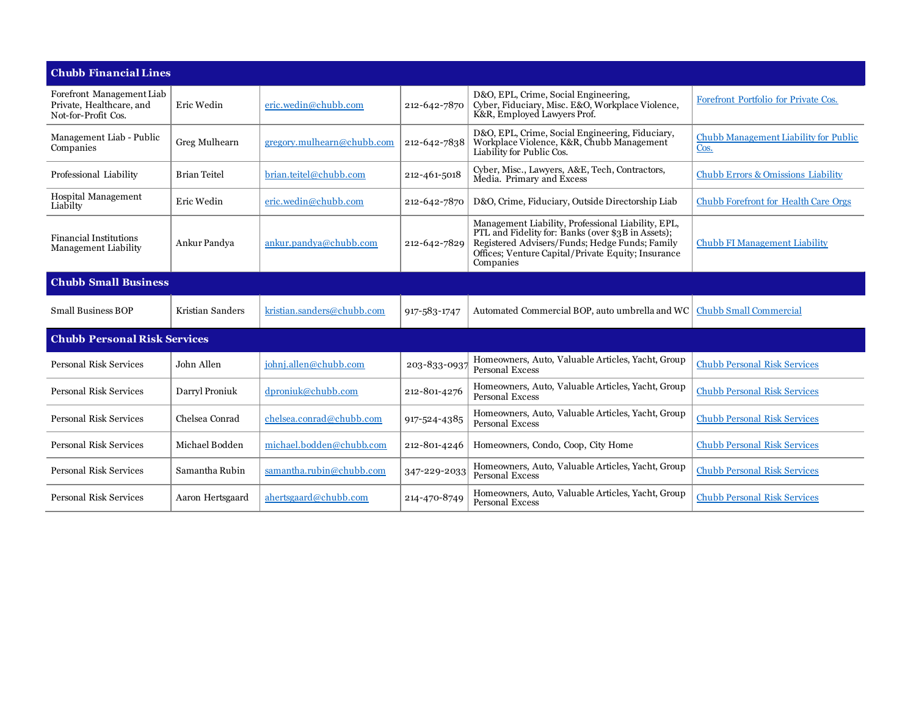| Chubb Financial Lines | | | | | |
|---|---|---|---|---|---|
| Forefront Management Liab Private, Healthcare, and Not-for-Profit Cos. | Eric Wedin | eric.wedin@chubb.com | 212-642-7870 | D&O, EPL, Crime, Social Engineering, Cyber, Fiduciary, Misc. E&O, Workplace Violence, K&R, Employed Lawyers Prof. | Forefront Portfolio for Private Cos. |
| Management Liab - Public Companies | Greg Mulhearn | gregory.mulhearn@chubb.com | 212-642-7838 | D&O, EPL, Crime, Social Engineering, Fiduciary, Workplace Violence, K&R, Chubb Management Liability for Public Cos. | Chubb Management Liability for Public Cos. |
| Professional Liability | Brian Teitel | brian.teitel@chubb.com | 212-461-5018 | Cyber, Misc., Lawyers, A&E, Tech, Contractors, Media. Primary and Excess | Chubb Errors & Omissions Liability |
| Hospital Management Liabilty | Eric Wedin | eric.wedin@chubb.com | 212-642-7870 | D&O, Crime, Fiduciary, Outside Directorship Liab | Chubb Forefront for Health Care Orgs |
| Financial Institutions Management Liability | Ankur Pandya | ankur.pandya@chubb.com | 212-642-7829 | Management Liability, Professional Liability, EPL, PTL and Fidelity for: Banks (over $3B in Assets); Registered Advisers/Funds; Hedge Funds; Family Offices; Venture Capital/Private Equity; Insurance Companies | Chubb FI Management Liability |
| **Chubb Small Business** | | | | | |
| Small Business BOP | Kristian Sanders | kristian.sanders@chubb.com | 917-583-1747 | Automated Commercial BOP, auto umbrella and WC | Chubb Small Commercial |
| **Chubb Personal Risk Services** | | | | | |
| Personal Risk Services | John Allen | johnj.allen@chubb.com | 203-833-0937 | Homeowners, Auto, Valuable Articles, Yacht, Group Personal Excess | Chubb Personal Risk Services |
| Personal Risk Services | Darryl Proniuk | dproniuk@chubb.com | 212-801-4276 | Homeowners, Auto, Valuable Articles, Yacht, Group Personal Excess | Chubb Personal Risk Services |
| Personal Risk Services | Chelsea Conrad | chelsea.conrad@chubb.com | 917-524-4385 | Homeowners, Auto, Valuable Articles, Yacht, Group Personal Excess | Chubb Personal Risk Services |
| Personal Risk Services | Michael Bodden | michael.bodden@chubb.com | 212-801-4246 | Homeowners, Condo, Coop, City Home | Chubb Personal Risk Services |
| Personal Risk Services | Samantha Rubin | samantha.rubin@chubb.com | 347-229-2033 | Homeowners, Auto, Valuable Articles, Yacht, Group Personal Excess | Chubb Personal Risk Services |
| Personal Risk Services | Aaron Hertsgaard | ahertsgaard@chubb.com | 214-470-8749 | Homeowners, Auto, Valuable Articles, Yacht, Group Personal Excess | Chubb Personal Risk Services |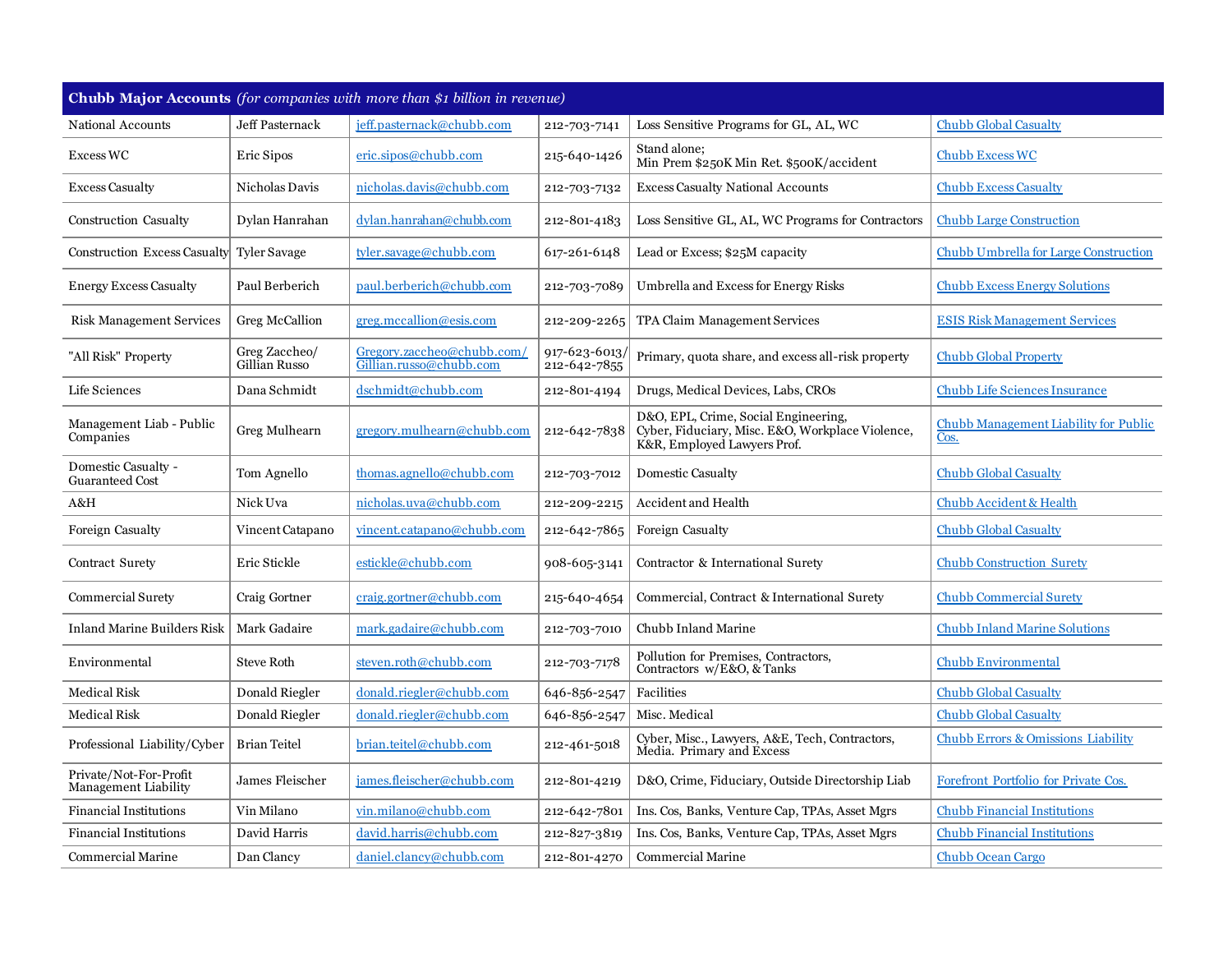| **Chubb Major Accounts** *(for companies with more than $1 billion in revenue)* | | | | | |
|---|---|---|---|---|---|
| National Accounts | Jeff Pasternack | jeff.pasternack@chubb.com | 212-703-7141 | Loss Sensitive Programs for GL, AL, WC | Chubb Global Casualty |
| Excess WC | Eric Sipos | eric.sipos@chubb.com | 215-640-1426 | Stand alone; Min Prem $250K Min Ret. $500K/accident | Chubb Excess WC |
| Excess Casualty | Nicholas Davis | nicholas.davis@chubb.com | 212-703-7132 | Excess Casualty National Accounts | Chubb Excess Casualty |
| Construction Casualty | Dylan Hanrahan | dylan.hanrahan@chubb.com | 212-801-4183 | Loss Sensitive GL, AL, WC Programs for Contractors | Chubb Large Construction |
| Construction Excess Casualty | Tyler Savage | tyler.savage@chubb.com | 617-261-6148 | Lead or Excess; $25M capacity | Chubb Umbrella for Large Construction |
| Energy Excess Casualty | Paul Berberich | paul.berberich@chubb.com | 212-703-7089 | Umbrella and Excess for Energy Risks | Chubb Excess Energy Solutions |
| Risk Management Services | Greg McCallion | greg.mccallion@esis.com | 212-209-2265 | TPA Claim Management Services | ESIS Risk Management Services |
| "All Risk" Property | Greg Zaccheo/ Gillian Russo | Gregory.zaccheo@chubb.com/ Gillian.russo@chubb.com | 917-623-6013/ 212-642-7855 | Primary, quota share, and excess all-risk property | Chubb Global Property |
| Life Sciences | Dana Schmidt | dschmidt@chubb.com | 212-801-4194 | Drugs, Medical Devices, Labs, CROs | Chubb Life Sciences Insurance |
| Management Liab - Public Companies | Greg Mulhearn | gregory.mulhearn@chubb.com | 212-642-7838 | D&O, EPL, Crime, Social Engineering, Cyber, Fiduciary, Misc. E&O, Workplace Violence, K&R, Employed Lawyers Prof. | Chubb Management Liability for Public Cos. |
| Domestic Casualty - Guaranteed Cost | Tom Agnello | thomas.agnello@chubb.com | 212-703-7012 | Domestic Casualty | Chubb Global Casualty |
| A&H | Nick Uva | nicholas.uva@chubb.com | 212-209-2215 | Accident and Health | Chubb Accident & Health |
| Foreign Casualty | Vincent Catapano | vincent.catapano@chubb.com | 212-642-7865 | Foreign Casualty | Chubb Global Casualty |
| Contract Surety | Eric Stickle | estickle@chubb.com | 908-605-3141 | Contractor & International Surety | Chubb Construction Surety |
| Commercial Surety | Craig Gortner | craig.gortner@chubb.com | 215-640-4654 | Commercial, Contract & International Surety | Chubb Commercial Surety |
| Inland Marine Builders Risk | Mark Gadaire | mark.gadaire@chubb.com | 212-703-7010 | Chubb Inland Marine | Chubb Inland Marine Solutions |
| Environmental | Steve Roth | steven.roth@chubb.com | 212-703-7178 | Pollution for Premises, Contractors, Contractors w/E&O, & Tanks | Chubb Environmental |
| Medical Risk | Donald Riegler | donald.riegler@chubb.com | 646-856-2547 | Facilities | Chubb Global Casualty |
| Medical Risk | Donald Riegler | donald.riegler@chubb.com | 646-856-2547 | Misc. Medical | Chubb Global Casualty |
| Professional Liability/Cyber | Brian Teitel | brian.teitel@chubb.com | 212-461-5018 | Cyber, Misc., Lawyers, A&E, Tech, Contractors, Media. Primary and Excess | Chubb Errors & Omissions Liability |
| Private/Not-For-Profit Management Liability | James Fleischer | james.fleischer@chubb.com | 212-801-4219 | D&O, Crime, Fiduciary, Outside Directorship Liab | Forefront Portfolio for Private Cos. |
| Financial Institutions | Vin Milano | vin.milano@chubb.com | 212-642-7801 | Ins. Cos, Banks, Venture Cap, TPAs, Asset Mgrs | Chubb Financial Institutions |
| Financial Institutions | David Harris | david.harris@chubb.com | 212-827-3819 | Ins. Cos, Banks, Venture Cap, TPAs, Asset Mgrs | Chubb Financial Institutions |
| Commercial Marine | Dan Clancy | daniel.clancy@chubb.com | 212-801-4270 | Commercial Marine | Chubb Ocean Cargo |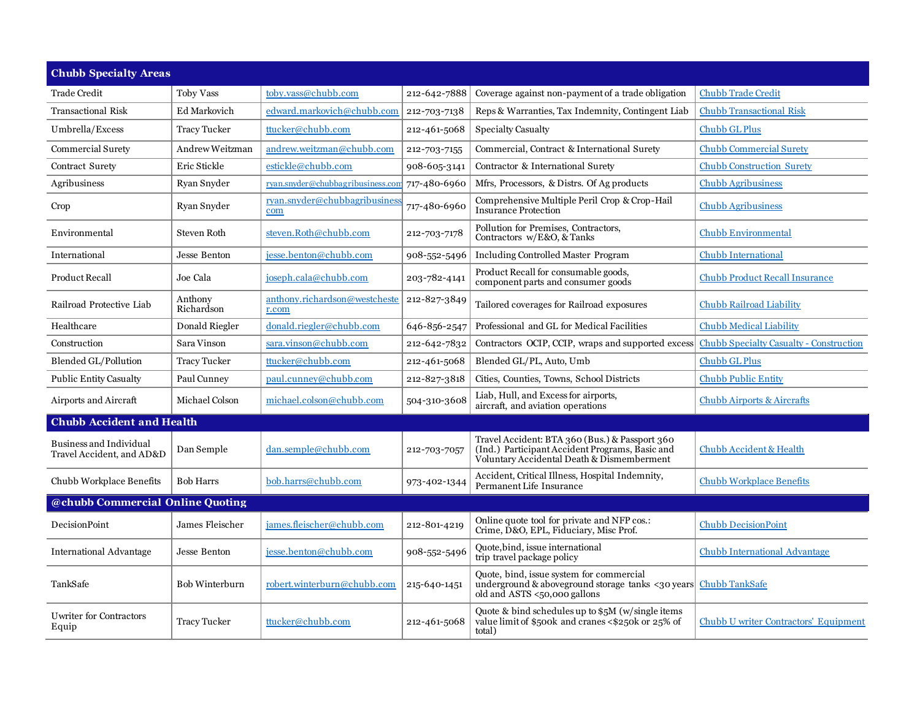| | | | | | |
|---|---|---|---|---|---|
| **Chubb Specialty Areas** | | | | | |
| Trade Credit | Toby Vass | toby.vass@chubb.com | 212-642-7888 | Coverage against non-payment of a trade obligation | Chubb Trade Credit |
| Transactional Risk | Ed Markovich | edward.markovich@chubb.com | 212-703-7138 | Reps & Warranties, Tax Indemnity, Contingent Liab | Chubb Transactional Risk |
| Umbrella/Excess | Tracy Tucker | ttucker@chubb.com | 212-461-5068 | Specialty Casualty | Chubb GL Plus |
| Commercial Surety | Andrew Weitzman | andrew.weitzman@chubb.com | 212-703-7155 | Commercial, Contract & International Surety | Chubb Commercial Surety |
| Contract Surety | Eric Stickle | estickle@chubb.com | 908-605-3141 | Contractor & International Surety | Chubb Construction Surety |
| Agribusiness | Ryan Snyder | ryan.snyder@chubbagribusiness.com | 717-480-6960 | Mfrs, Processors, & Distrs. Of Ag products | Chubb Agribusiness |
| Crop | Ryan Snyder | ryan.snyder@chubbagribusiness.com | 717-480-6960 | Comprehensive Multiple Peril Crop & Crop-Hail Insurance Protection | Chubb Agribusiness |
| Environmental | Steven Roth | steven.Roth@chubb.com | 212-703-7178 | Pollution for Premises, Contractors, Contractors w/E&O, & Tanks | Chubb Environmental |
| International | Jesse Benton | jesse.benton@chubb.com | 908-552-5496 | Including Controlled Master Program | Chubb International |
| Product Recall | Joe Cala | joseph.cala@chubb.com | 203-782-4141 | Product Recall for consumable goods, component parts and consumer goods | Chubb Product Recall Insurance |
| Railroad Protective Liab | Anthony Richardson | anthony.richardson@westchester.com | 212-827-3849 | Tailored coverages for Railroad exposures | Chubb Railroad Liability |
| Healthcare | Donald Riegler | donald.riegler@chubb.com | 646-856-2547 | Professional and GL for Medical Facilities | Chubb Medical Liability |
| Construction | Sara Vinson | sara.vinson@chubb.com | 212-642-7832 | Contractors OCIP, CCIP, wraps and supported excess | Chubb Specialty Casualty - Construction |
| Blended GL/Pollution | Tracy Tucker | ttucker@chubb.com | 212-461-5068 | Blended GL/PL, Auto, Umb | Chubb GL Plus |
| Public Entity Casualty | Paul Cunney | paul.cunney@chubb.com | 212-827-3818 | Cities, Counties, Towns, School Districts | Chubb Public Entity |
| Airports and Aircraft | Michael Colson | michael.colson@chubb.com | 504-310-3608 | Liab, Hull, and Excess for airports, aircraft, and aviation operations | Chubb Airports & Aircrafts |
| **Chubb Accident and Health** | | | | | |
| Business and Individual Travel Accident, and AD&D | Dan Semple | dan.semple@chubb.com | 212-703-7057 | Travel Accident: BTA 360 (Bus.) & Passport 360 (Ind.) Participant Accident Programs, Basic and Voluntary Accidental Death & Dismemberment | Chubb Accident & Health |
| Chubb Workplace Benefits | Bob Harrs | bob.harrs@chubb.com | 973-402-1344 | Accident, Critical Illness, Hospital Indemnity, Permanent Life Insurance | Chubb Workplace Benefits |
| **@chubb Commercial Online Quoting** | | | | | |
| DecisionPoint | James Fleischer | james.fleischer@chubb.com | 212-801-4219 | Online quote tool for private and NFP cos.: Crime, D&O, EPL, Fiduciary, Misc Prof. | Chubb DecisionPoint |
| International Advantage | Jesse Benton | jesse.benton@chubb.com | 908-552-5496 | Quote,bind, issue international trip travel package policy | Chubb International Advantage |
| TankSafe | Bob Winterburn | robert.winterburn@chubb.com | 215-640-1451 | Quote, bind, issue system for commercial underground & aboveground storage tanks <30 years old and ASTS <50,000 gallons | Chubb TankSafe |
| Uwriter for Contractors Equip | Tracy Tucker | ttucker@chubb.com | 212-461-5068 | Quote & bind schedules up to $5M (w/single items value limit of $500k and cranes <$250k or 25% of total) | Chubb U writer Contractors' Equipment |